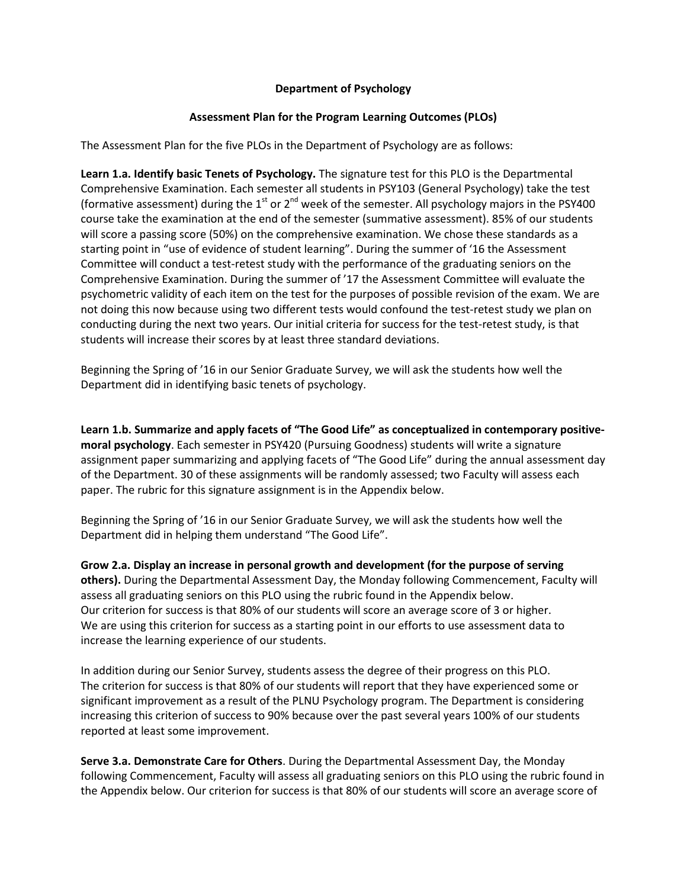**Department of Psychology**

**Assessment Plan for the Program Learning Outcomes (PLOs)**

The Assessment Plan for the five PLOs in the Department of Psychology are as follows:

**Learn 1.a. Identify basic Tenets of Psychology.** The signature test for this PLO is the Departmental Comprehensive Examination. Each semester all students in PSY103 (General Psychology) take the test (formative assessment) during the 1st or 2nd week of the semester. All psychology majors in the PSY400 course take the examination at the end of the semester (summative assessment). 85% of our students will score a passing score (50%) on the comprehensive examination. We chose these standards as a starting point in "use of evidence of student learning". During the summer of '16 the Assessment Committee will conduct a test-retest study with the performance of the graduating seniors on the Comprehensive Examination. During the summer of '17 the Assessment Committee will evaluate the psychometric validity of each item on the test for the purposes of possible revision of the exam. We are not doing this now because using two different tests would confound the test-retest study we plan on conducting during the next two years. Our initial criteria for success for the test-retest study, is that students will increase their scores by at least three standard deviations.

Beginning the Spring of '16 in our Senior Graduate Survey, we will ask the students how well the Department did in identifying basic tenets of psychology.

**Learn 1.b. Summarize and apply facets of "The Good Life" as conceptualized in contemporary positive-moral psychology**. Each semester in PSY420 (Pursuing Goodness) students will write a signature assignment paper summarizing and applying facets of "The Good Life" during the annual assessment day of the Department. 30 of these assignments will be randomly assessed; two Faculty will assess each paper. The rubric for this signature assignment is in the Appendix below.

Beginning the Spring of '16 in our Senior Graduate Survey, we will ask the students how well the Department did in helping them understand "The Good Life".

**Grow 2.a. Display an increase in personal growth and development (for the purpose of serving others).** During the Departmental Assessment Day, the Monday following Commencement, Faculty will assess all graduating seniors on this PLO using the rubric found in the Appendix below. Our criterion for success is that 80% of our students will score an average score of 3 or higher. We are using this criterion for success as a starting point in our efforts to use assessment data to increase the learning experience of our students.

In addition during our Senior Survey, students assess the degree of their progress on this PLO. The criterion for success is that 80% of our students will report that they have experienced some or significant improvement as a result of the PLNU Psychology program. The Department is considering increasing this criterion of success to 90% because over the past several years 100% of our students reported at least some improvement.

**Serve 3.a. Demonstrate Care for Others**. During the Departmental Assessment Day, the Monday following Commencement, Faculty will assess all graduating seniors on this PLO using the rubric found in the Appendix below. Our criterion for success is that 80% of our students will score an average score of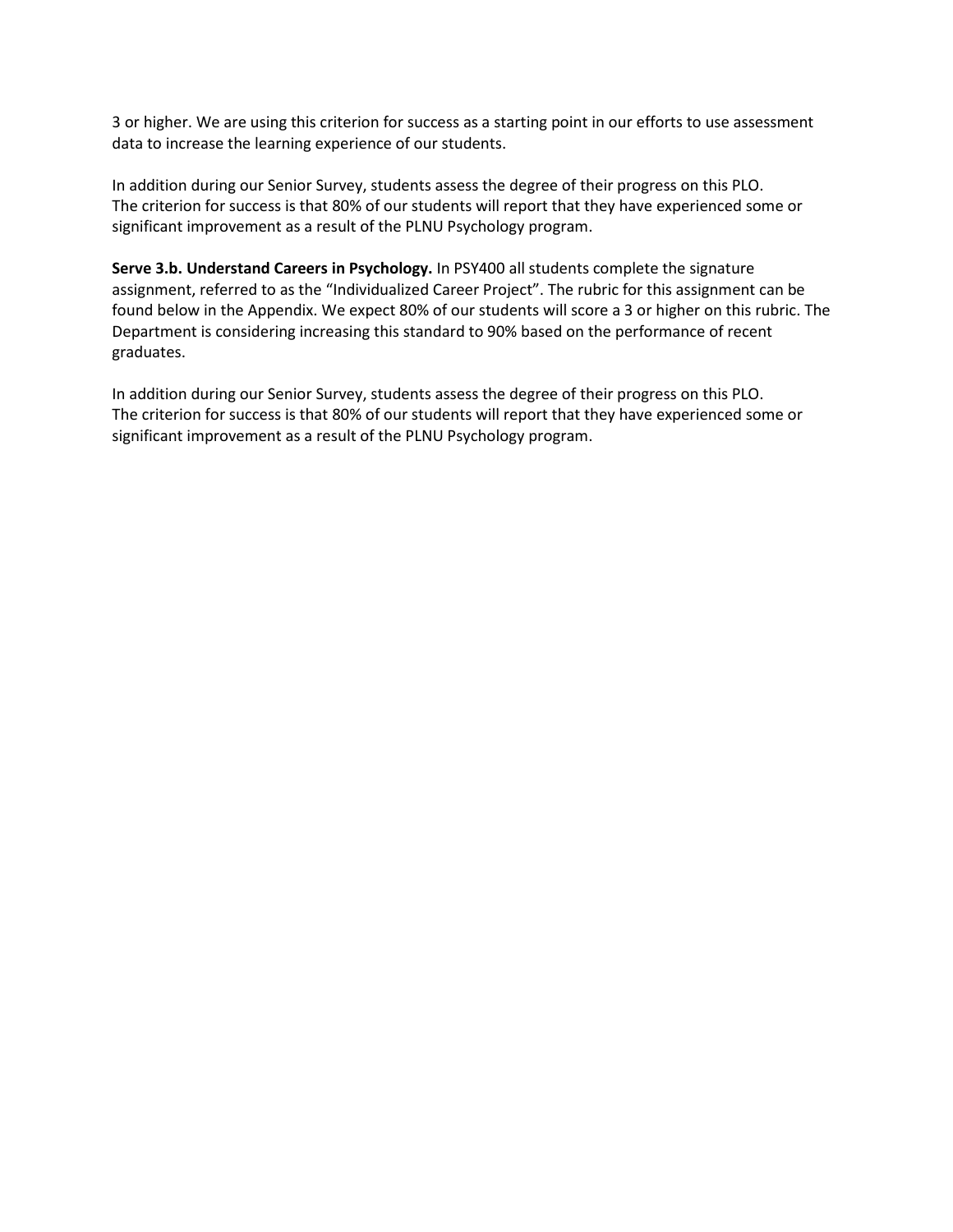3 or higher. We are using this criterion for success as a starting point in our efforts to use assessment data to increase the learning experience of our students.

In addition during our Senior Survey, students assess the degree of their progress on this PLO. The criterion for success is that 80% of our students will report that they have experienced some or significant improvement as a result of the PLNU Psychology program.

**Serve 3.b. Understand Careers in Psychology.** In PSY400 all students complete the signature assignment, referred to as the "Individualized Career Project". The rubric for this assignment can be found below in the Appendix. We expect 80% of our students will score a 3 or higher on this rubric. The Department is considering increasing this standard to 90% based on the performance of recent graduates.

In addition during our Senior Survey, students assess the degree of their progress on this PLO. The criterion for success is that 80% of our students will report that they have experienced some or significant improvement as a result of the PLNU Psychology program.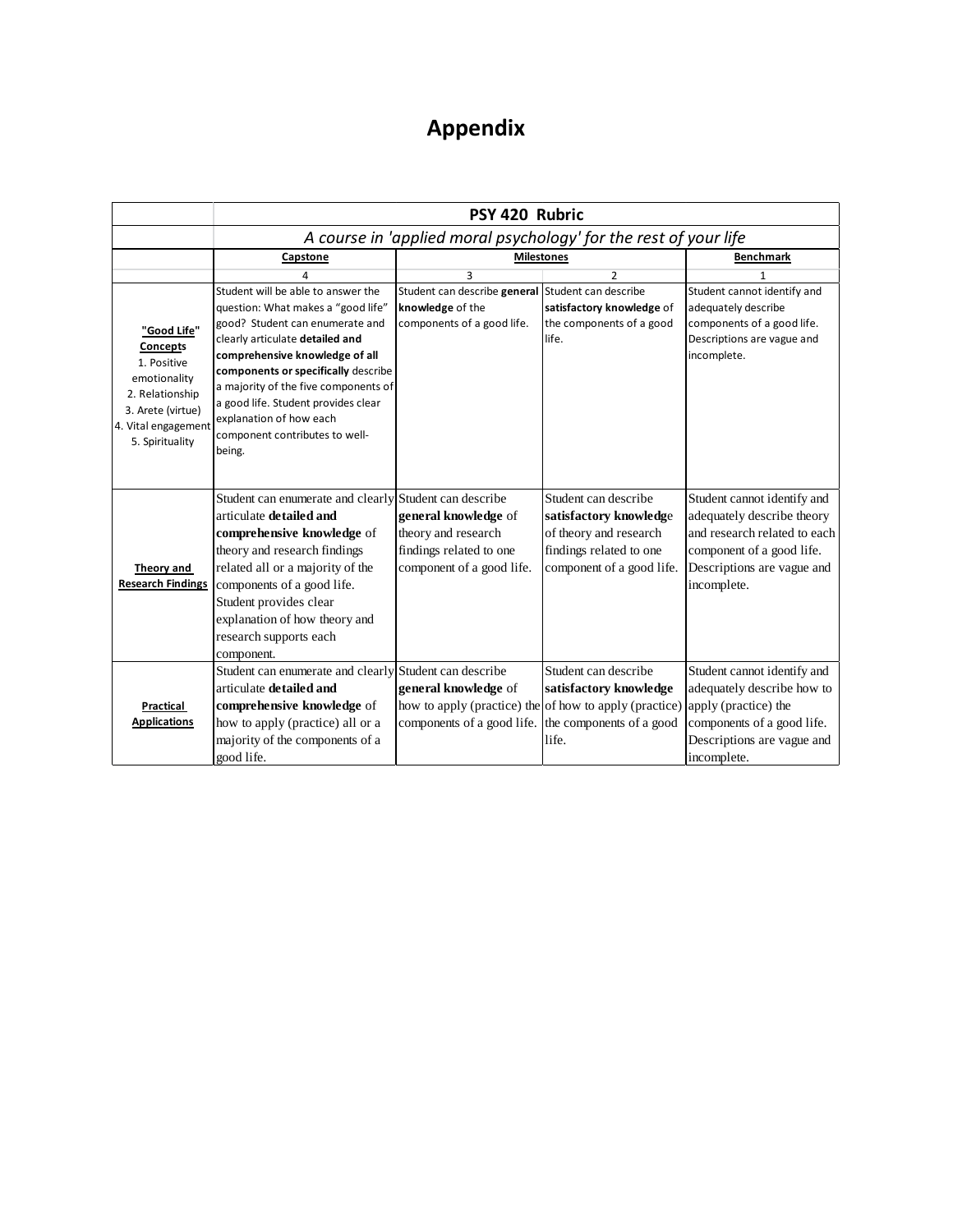# Appendix

| | PSY 420 Rubric | | | |
|---|---|---|---|---|
| | *A course in 'applied moral psychology' for the rest of your life* | | | |
| | **Capstone** | **Milestones** | | **Benchmark** |
| | 4 | 3 | 2 | 1 |
| **"Good Life" Concepts** 1. Positive emotionality 2. Relationship 3. Arete (virtue) 4. Vital engagement 5. Spirituality | Student will be able to answer the question: What makes a "good life" good? Student can enumerate and clearly articulate **detailed and comprehensive knowledge of all components or specifically** describe a majority of the five components of a good life. Student provides clear explanation of how each component contributes to well-being. | Student can describe **general knowledge** of the components of a good life. | Student can describe **satisfactory knowledge** of the components of a good life. | Student cannot identify and adequately describe components of a good life. Descriptions are vague and incomplete. |
| **Theory and Research Findings** | Student can enumerate and clearly articulate **detailed and comprehensive knowledge** of theory and research findings related all or a majority of the components of a good life. Student provides clear explanation of how theory and research supports each component. | Student can describe **general knowledge** of theory and research findings related to one component of a good life. | Student can describe **satisfactory knowledge** of theory and research findings related to one component of a good life. | Student cannot identify and adequately describe theory and research related to each component of a good life. Descriptions are vague and incomplete. |
| **Practical Applications** | Student can enumerate and clearly articulate **detailed and comprehensive knowledge** of how to apply (practice) all or a majority of the components of a good life. | Student can describe **general knowledge** of how to apply (practice) the components of a good life. | Student can describe **satisfactory knowledge** of how to apply (practice) the components of a good life. | Student cannot identify and adequately describe how to apply (practice) the components of a good life. Descriptions are vague and incomplete. |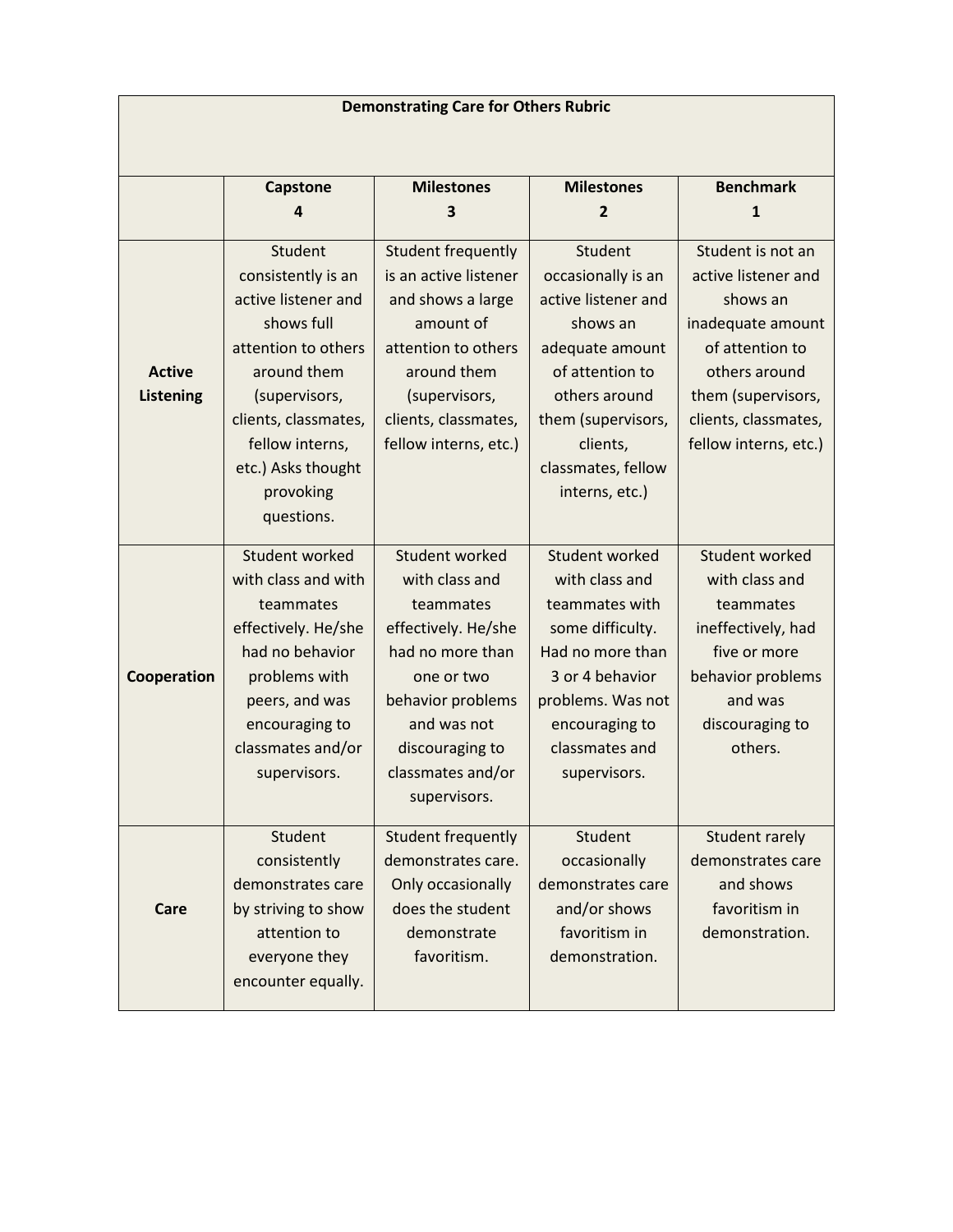| Demonstrating Care for Others Rubric | | | | |
|---|---|---|---|---|
| | **Capstone 4** | **Milestones 3** | **Milestones 2** | **Benchmark 1** |
| **Active Listening** | Student consistently is an active listener and shows full attention to others around them (supervisors, clients, classmates, fellow interns, etc.) Asks thought provoking questions. | Student frequently is an active listener and shows a large amount of attention to others around them (supervisors, clients, classmates, fellow interns, etc.) | Student occasionally is an active listener and shows an adequate amount of attention to others around them (supervisors, clients, classmates, fellow interns, etc.) | Student is not an active listener and shows an inadequate amount of attention to others around them (supervisors, clients, classmates, fellow interns, etc.) |
| **Cooperation** | Student worked with class and with teammates effectively. He/she had no behavior problems with peers, and was encouraging to classmates and/or supervisors. | Student worked with class and teammates effectively. He/she had no more than one or two behavior problems and was not discouraging to classmates and/or supervisors. | Student worked with class and teammates with some difficulty. Had no more than 3 or 4 behavior problems. Was not encouraging to classmates and supervisors. | Student worked with class and teammates ineffectively, had five or more behavior problems and was discouraging to others. |
| **Care** | Student consistently demonstrates care by striving to show attention to everyone they encounter equally. | Student frequently demonstrates care. Only occasionally does the student demonstrate favoritism. | Student occasionally demonstrates care and/or shows favoritism in demonstration. | Student rarely demonstrates care and shows favoritism in demonstration. |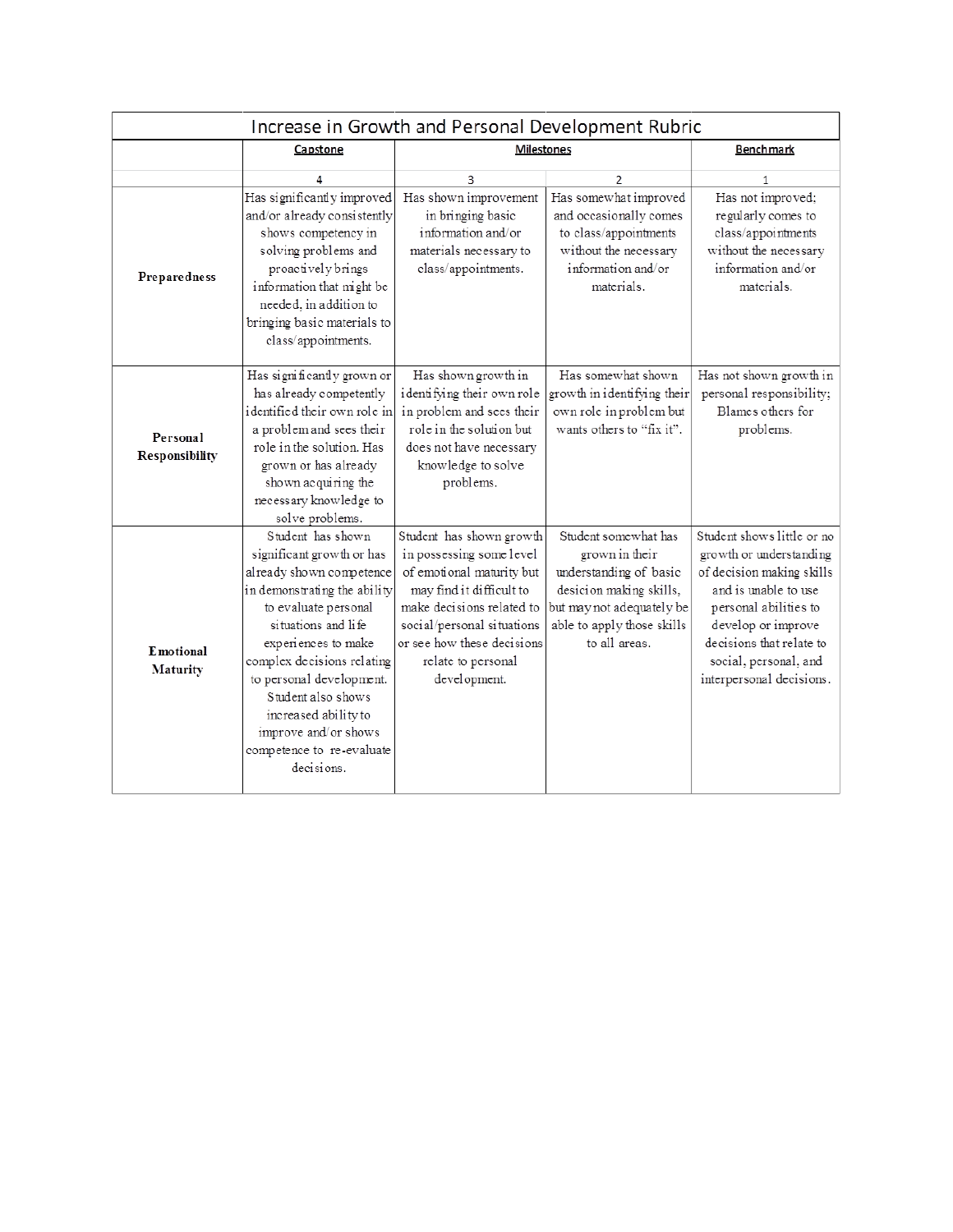| Increase in Growth and Personal Development Rubric | | | | |
|---|---|---|---|---|
| | Capstone | Milestones | | Benchmark |
| | 4 | 3 | 2 | 1 |
| **Preparedness** | Has significantly improved and/or already consistently shows competency in solving problems and proactively brings information that might be needed, in addition to bringing basic materials to class/appointments. | Has shown improvement in bringing basic information and/or materials necessary to class/appointments. | Has somewhat improved and occasionally comes to class/appointments without the necessary information and/or materials. | Has not improved; regularly comes to class/appointments without the necessary information and/or materials. |
| **Personal Responsibility** | Has significantly grown or has already competently identified their own role in a problem and sees their role in the solution. Has grown or has already shown acquiring the necessary knowledge to solve problems. | Has shown growth in identifying their own role in problem and sees their role in the solution but does not have necessary knowledge to solve problems. | Has somewhat shown growth in identifying their own role in problem but wants others to "fix it". | Has not shown growth in personal responsibility; Blames others for problems. |
| **Emotional Maturity** | Student has shown significant growth or has already shown competence in demonstrating the ability to evaluate personal situations and life experiences to make complex decisions relating to personal development. Student also shows increased ability to improve and/or shows competence to re-evaluate decisions. | Student has shown growth in possessing some level of emotional maturity but may find it difficult to make decisions related to social/personal situations or see how these decisions relate to personal development. | Student somewhat has grown in their understanding of basic desicion making skills, but may not adequately be able to apply those skills to all areas. | Student shows little or no growth or understanding of decision making skills and is unable to use personal abilities to develop or improve decisions that relate to social, personal, and interpersonal decisions. |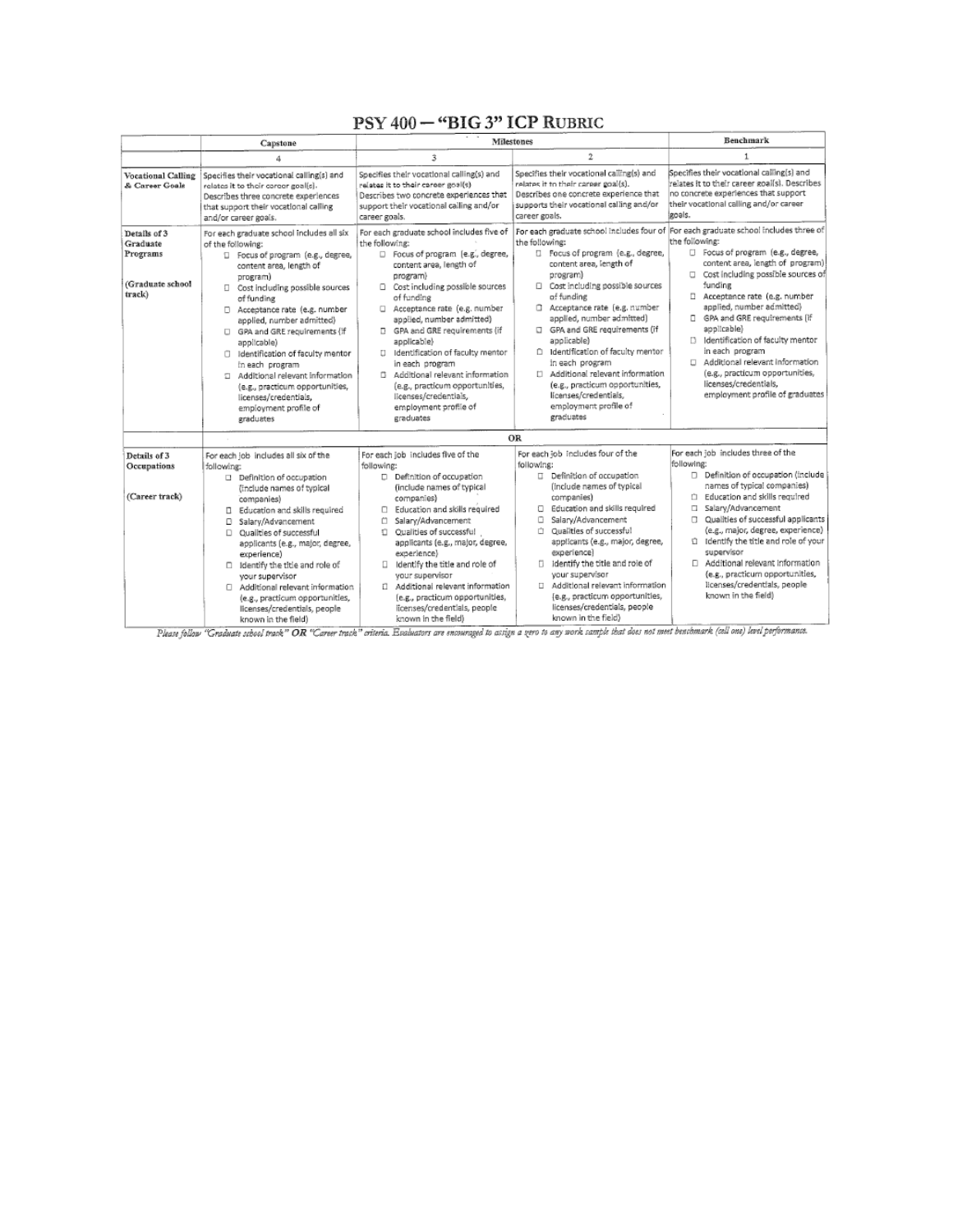# PSY 400 — "BIG 3" ICP RUBRIC

| | Capstone | Milestones | | Benchmark |
|---|---|---|---|---|
| | 4 | 3 | 2 | 1 |
| **Vocational Calling & Career Goals** | Specifies their vocational calling(s) and relates it to their career goal(s). Describes three concrete experiences that support their vocational calling and/or career goals. | Specifies their vocational calling(s) and relates it to their career goal(s). Describes two concrete experiences that support their vocational calling and/or career goals. | Specifies their vocational calling(s) and relates it to their career goal(s). Describes one concrete experience that supports their vocational calling and/or career goals. | Specifies their vocational calling(s) and relates it to their career goal(s). Describes no concrete experiences that support their vocational calling and/or career goals. |
| **Details of 3 Graduate Programs** (Graduate school track) | For each graduate school includes all six of the following: ☐ Focus of program (e.g., degree, content area, length of program) ☐ Cost including possible sources of funding ☐ Acceptance rate (e.g. number applied, number admitted) ☐ GPA and GRE requirements (if applicable) ☐ Identification of faculty mentor in each program ☐ Additional relevant information (e.g., practicum opportunities, licenses/credentials, employment profile of graduates | For each graduate school includes five of the following: ☐ Focus of program (e.g., degree, content area, length of program) ☐ Cost including possible sources of funding ☐ Acceptance rate (e.g. number applied, number admitted) ☐ GPA and GRE requirements (if applicable) ☐ Identification of faculty mentor in each program ☐ Additional relevant information (e.g., practicum opportunities, licenses/credentials, employment profile of graduates | For each graduate school includes four of the following: ☐ Focus of program (e.g., degree, content area, length of program) ☐ Cost including possible sources of funding ☐ Acceptance rate (e.g. number applied, number admitted) ☐ GPA and GRE requirements (if applicable) ☐ Identification of faculty mentor in each program ☐ Additional relevant information (e.g., practicum opportunities, licenses/credentials, employment profile of graduates | For each graduate school includes three of the following: ☐ Focus of program (e.g., degree, content area, length of program) ☐ Cost including possible sources of funding ☐ Acceptance rate (e.g. number applied, number admitted) ☐ GPA and GRE requirements (if applicable) ☐ Identification of faculty mentor in each program ☐ Additional relevant information (e.g., practicum opportunities, licenses/credentials, employment profile of graduates |
| | | **OR** | | |
| **Details of 3 Occupations** (Career track) | For each job includes all six of the following: ☐ Definition of occupation (include names of typical companies) ☐ Education and skills required ☐ Salary/Advancement ☐ Qualities of successful applicants (e.g., major, degree, experience) ☐ Identify the title and role of your supervisor ☐ Additional relevant information (e.g., practicum opportunities, licenses/credentials, people known in the field) | For each job includes five of the following: ☐ Definition of occupation (include names of typical companies) ☐ Education and skills required ☐ Salary/Advancement ☐ Qualities of successful applicants (e.g., major, degree, experience) ☐ Identify the title and role of your supervisor ☐ Additional relevant information (e.g., practicum opportunities, licenses/credentials, people known in the field) | For each job includes four of the following: ☐ Definition of occupation (include names of typical companies) ☐ Education and skills required ☐ Salary/Advancement ☐ Qualities of successful applicants (e.g., major, degree, experience) ☐ Identify the title and role of your supervisor ☐ Additional relevant information (e.g., practicum opportunities, licenses/credentials, people known in the field) | For each job includes three of the following: ☐ Definition of occupation (include names of typical companies) ☐ Education and skills required ☐ Salary/Advancement ☐ Qualities of successful applicants (e.g., major, degree, experience) ☐ Identify the title and role of your supervisor ☐ Additional relevant information (e.g., practicum opportunities, licenses/credentials, people known in the field) |

*Please follow "Graduate school track"* **OR** *"Career track" criteria. Evaluators are encouraged to assign a zero to any work sample that does not meet benchmark (cell one) level performance.*